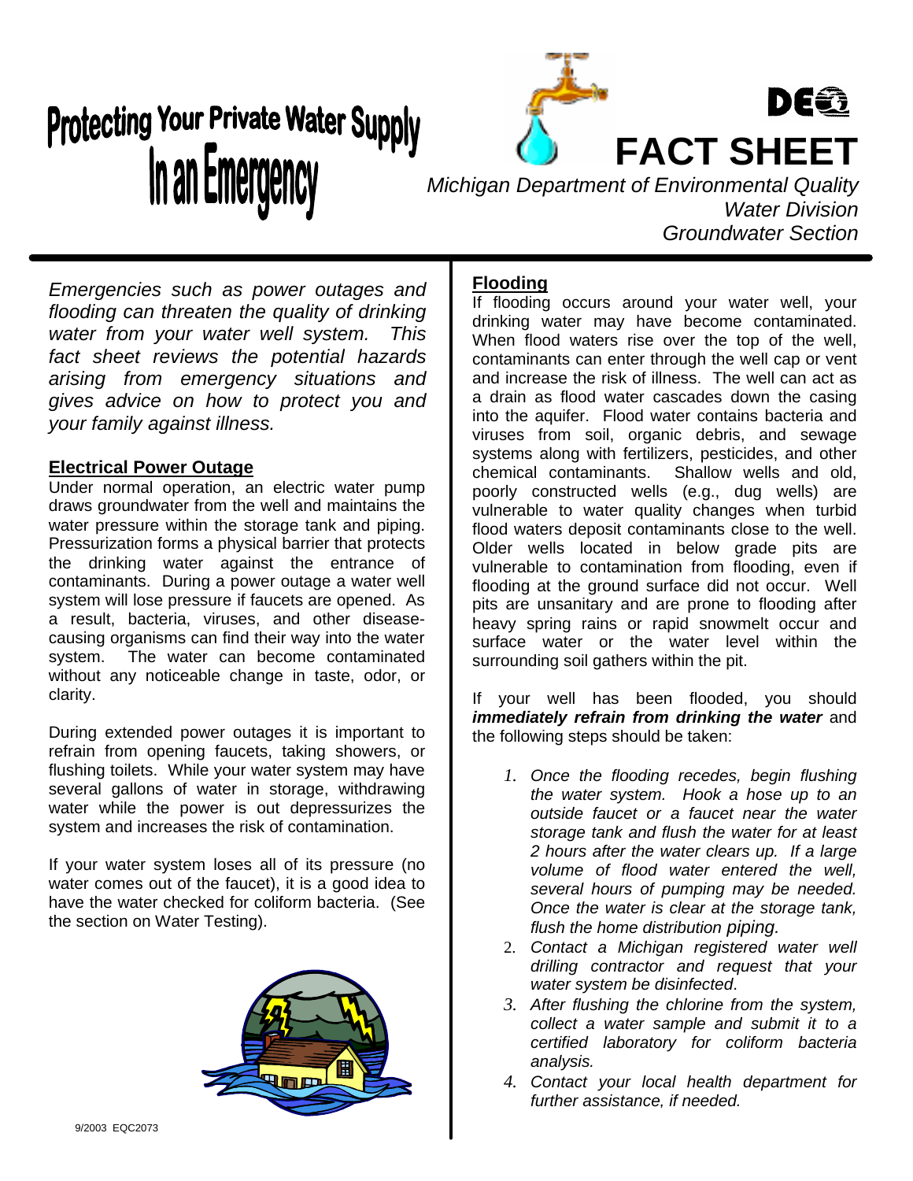# Protecting Your Private Water Supply In an Emergency

DEQ

**FACT SHEET**

*Michigan Department of Environmental Quality*
*Water Division*
*Groundwater Section*

*Emergencies such as power outages and flooding can threaten the quality of drinking water from your water well system. This fact sheet reviews the potential hazards arising from emergency situations and gives advice on how to protect you and your family against illness.*

## Electrical Power Outage

Under normal operation, an electric water pump draws groundwater from the well and maintains the water pressure within the storage tank and piping. Pressurization forms a physical barrier that protects the drinking water against the entrance of contaminants. During a power outage a water well system will lose pressure if faucets are opened. As a result, bacteria, viruses, and other disease-causing organisms can find their way into the water system. The water can become contaminated without any noticeable change in taste, odor, or clarity.

During extended power outages it is important to refrain from opening faucets, taking showers, or flushing toilets. While your water system may have several gallons of water in storage, withdrawing water while the power is out depressurizes the system and increases the risk of contamination.

If your water system loses all of its pressure (no water comes out of the faucet), it is a good idea to have the water checked for coliform bacteria. (See the section on Water Testing).

## Flooding

If flooding occurs around your water well, your drinking water may have become contaminated. When flood waters rise over the top of the well, contaminants can enter through the well cap or vent and increase the risk of illness. The well can act as a drain as flood water cascades down the casing into the aquifer. Flood water contains bacteria and viruses from soil, organic debris, and sewage systems along with fertilizers, pesticides, and other chemical contaminants. Shallow wells and old, poorly constructed wells (e.g., dug wells) are vulnerable to water quality changes when turbid flood waters deposit contaminants close to the well. Older wells located in below grade pits are vulnerable to contamination from flooding, even if flooding at the ground surface did not occur. Well pits are unsanitary and are prone to flooding after heavy spring rains or rapid snowmelt occur and surface water or the water level within the surrounding soil gathers within the pit.

If your well has been flooded, you should ***immediately refrain from drinking the water*** and the following steps should be taken:

1. *Once the flooding recedes, begin flushing the water system. Hook a hose up to an outside faucet or a faucet near the water storage tank and flush the water for at least 2 hours after the water clears up. If a large volume of flood water entered the well, several hours of pumping may be needed. Once the water is clear at the storage tank, flush the home distribution piping.*
2. *Contact a Michigan registered water well drilling contractor and request that your water system be disinfected*.
3. *After flushing the chlorine from the system, collect a water sample and submit it to a certified laboratory for coliform bacteria analysis.*
4. *Contact your local health department for further assistance, if needed.*

9/2003 EQC2073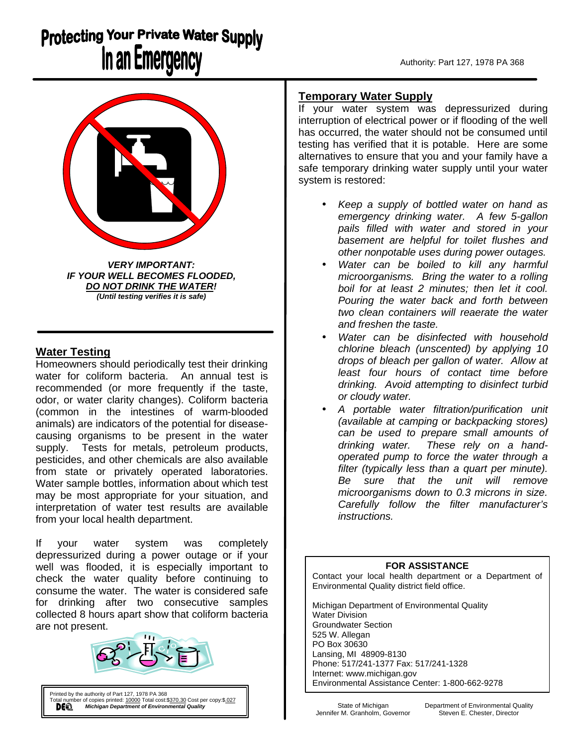# Protecting Your Private Water Supply In an Emergency

Authority: Part 127, 1978 PA 368

***VERY IMPORTANT:***
***IF YOUR WELL BECOMES FLOODED,***
***DO NOT DRINK THE WATER!***
***(Until testing verifies it is safe)***

## Water Testing

Homeowners should periodically test their drinking water for coliform bacteria. An annual test is recommended (or more frequently if the taste, odor, or water clarity changes). Coliform bacteria (common in the intestines of warm-blooded animals) are indicators of the potential for disease-causing organisms to be present in the water supply. Tests for metals, petroleum products, pesticides, and other chemicals are also available from state or privately operated laboratories. Water sample bottles, information about which test may be most appropriate for your situation, and interpretation of water test results are available from your local health department.

If your water system was completely depressurized during a power outage or if your well was flooded, it is especially important to check the water quality before continuing to consume the water. The water is considered safe for drinking after two consecutive samples collected 8 hours apart show that coliform bacteria are not present.

## Temporary Water Supply

If your water system was depressurized during interruption of electrical power or if flooding of the well has occurred, the water should not be consumed until testing has verified that it is potable. Here are some alternatives to ensure that you and your family have a safe temporary drinking water supply until your water system is restored:

- *Keep a supply of bottled water on hand as emergency drinking water. A few 5-gallon pails filled with water and stored in your basement are helpful for toilet flushes and other nonpotable uses during power outages.*
- *Water can be boiled to kill any harmful microorganisms. Bring the water to a rolling boil for at least 2 minutes; then let it cool. Pouring the water back and forth between two clean containers will reaerate the water and freshen the taste.*
- *Water can be disinfected with household chlorine bleach (unscented) by applying 10 drops of bleach per gallon of water. Allow at least four hours of contact time before drinking. Avoid attempting to disinfect turbid or cloudy water.*
- *A portable water filtration/purification unit (available at camping or backpacking stores) can be used to prepare small amounts of drinking water. These rely on a hand-operated pump to force the water through a filter (typically less than a quart per minute). Be sure that the unit will remove microorganisms down to 0.3 microns in size. Carefully follow the filter manufacturer's instructions.*

**FOR ASSISTANCE**

Contact your local health department or a Department of Environmental Quality district field office.

Michigan Department of Environmental Quality
Water Division
Groundwater Section
525 W. Allegan
PO Box 30630
Lansing, MI 48909-8130
Phone: 517/241-1377 Fax: 517/241-1328
Internet: www.michigan.gov
Environmental Assistance Center: 1-800-662-9278

Printed by the authority of Part 127, 1978 PA 368
Total number of copies printed: 10000 Total cost:$370.30 Cost per copy:$.027
***Michigan Department of Environmental Quality***

State of Michigan
Jennifer M. Granholm, Governor

Department of Environmental Quality
Steven E. Chester, Director